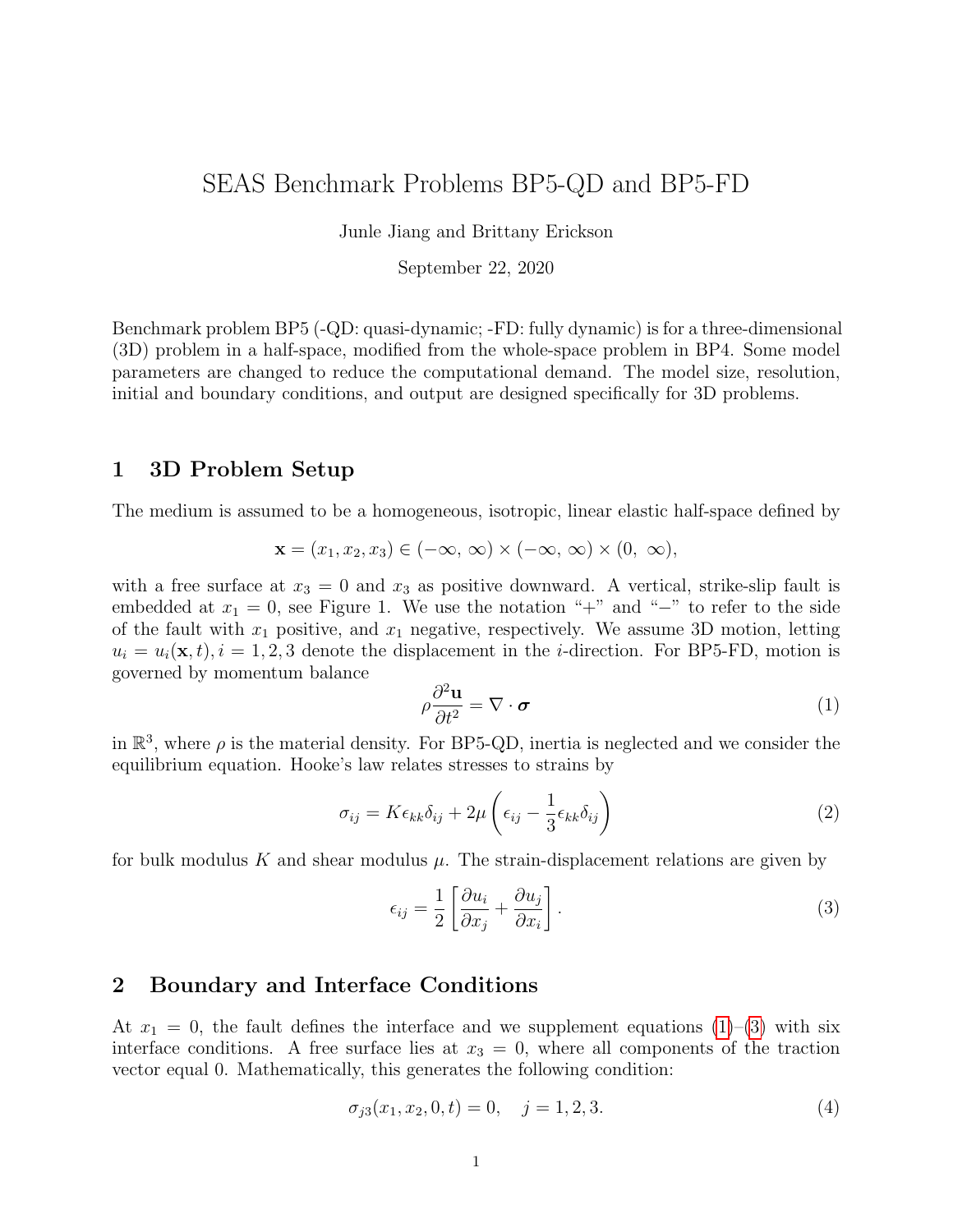# SEAS Benchmark Problems BP5-QD and BP5-FD

Junle Jiang and Brittany Erickson

September 22, 2020

Benchmark problem BP5 (-QD: quasi-dynamic; -FD: fully dynamic) is for a three-dimensional (3D) problem in a half-space, modified from the whole-space problem in BP4. Some model parameters are changed to reduce the computational demand. The model size, resolution, initial and boundary conditions, and output are designed specifically for 3D problems.

## 1 3D Problem Setup

The medium is assumed to be a homogeneous, isotropic, linear elastic half-space defined by

$$\mathbf{x} = (x_1, x_2, x_3) \in (-\infty,\ \infty) \times (-\infty,\ \infty) \times (0,\ \infty),$$

with a free surface at $x_3 = 0$ and $x_3$ as positive downward. A vertical, strike-slip fault is embedded at $x_1 = 0$, see Figure 1. We use the notation "+" and "−" to refer to the side of the fault with $x_1$ positive, and $x_1$ negative, respectively. We assume 3D motion, letting $u_i = u_i(\mathbf{x}, t), i = 1, 2, 3$ denote the displacement in the $i$-direction. For BP5-FD, motion is governed by momentum balance

$$\rho \frac{\partial^2 \mathbf{u}}{\partial t^2} = \nabla \cdot \boldsymbol{\sigma} \tag{1}$$

in $\mathbb{R}^3$, where $\rho$ is the material density. For BP5-QD, inertia is neglected and we consider the equilibrium equation. Hooke's law relates stresses to strains by

$$\sigma_{ij} = K\epsilon_{kk}\delta_{ij} + 2\mu\left(\epsilon_{ij} - \frac{1}{3}\epsilon_{kk}\delta_{ij}\right) \tag{2}$$

for bulk modulus $K$ and shear modulus $\mu$. The strain-displacement relations are given by

$$\epsilon_{ij} = \frac{1}{2}\left[\frac{\partial u_i}{\partial x_j} + \frac{\partial u_j}{\partial x_i}\right]. \tag{3}$$

## 2 Boundary and Interface Conditions

At $x_1 = 0$, the fault defines the interface and we supplement equations (1)–(3) with six interface conditions. A free surface lies at $x_3 = 0$, where all components of the traction vector equal 0. Mathematically, this generates the following condition:

$$\sigma_{j3}(x_1, x_2, 0, t) = 0, \quad j = 1, 2, 3. \tag{4}$$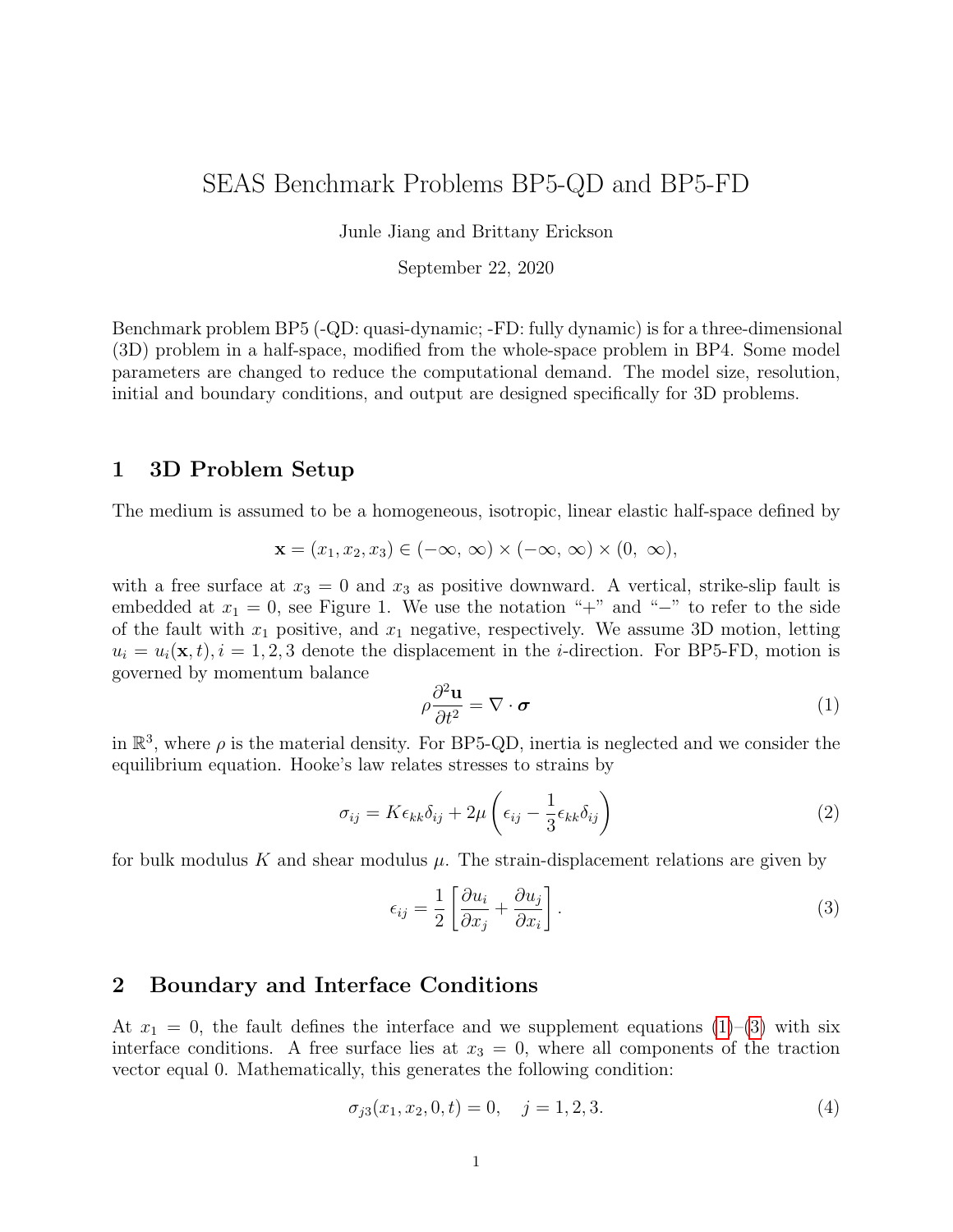# SEAS Benchmark Problems BP5-QD and BP5-FD

Junle Jiang and Brittany Erickson

September 22, 2020

Benchmark problem BP5 (-QD: quasi-dynamic; -FD: fully dynamic) is for a three-dimensional (3D) problem in a half-space, modified from the whole-space problem in BP4. Some model parameters are changed to reduce the computational demand. The model size, resolution, initial and boundary conditions, and output are designed specifically for 3D problems.

## 1 3D Problem Setup

The medium is assumed to be a homogeneous, isotropic, linear elastic half-space defined by

$$\mathbf{x} = (x_1, x_2, x_3) \in (-\infty,\ \infty) \times (-\infty,\ \infty) \times (0,\ \infty),$$

with a free surface at $x_3 = 0$ and $x_3$ as positive downward. A vertical, strike-slip fault is embedded at $x_1 = 0$, see Figure 1. We use the notation "+" and "−" to refer to the side of the fault with $x_1$ positive, and $x_1$ negative, respectively. We assume 3D motion, letting $u_i = u_i(\mathbf{x}, t), i = 1, 2, 3$ denote the displacement in the $i$-direction. For BP5-FD, motion is governed by momentum balance

$$\rho \frac{\partial^2 \mathbf{u}}{\partial t^2} = \nabla \cdot \boldsymbol{\sigma} \tag{1}$$

in $\mathbb{R}^3$, where $\rho$ is the material density. For BP5-QD, inertia is neglected and we consider the equilibrium equation. Hooke's law relates stresses to strains by

$$\sigma_{ij} = K\epsilon_{kk}\delta_{ij} + 2\mu\left(\epsilon_{ij} - \frac{1}{3}\epsilon_{kk}\delta_{ij}\right) \tag{2}$$

for bulk modulus $K$ and shear modulus $\mu$. The strain-displacement relations are given by

$$\epsilon_{ij} = \frac{1}{2}\left[\frac{\partial u_i}{\partial x_j} + \frac{\partial u_j}{\partial x_i}\right]. \tag{3}$$

## 2 Boundary and Interface Conditions

At $x_1 = 0$, the fault defines the interface and we supplement equations (1)–(3) with six interface conditions. A free surface lies at $x_3 = 0$, where all components of the traction vector equal 0. Mathematically, this generates the following condition:

$$\sigma_{j3}(x_1, x_2, 0, t) = 0, \quad j = 1, 2, 3. \tag{4}$$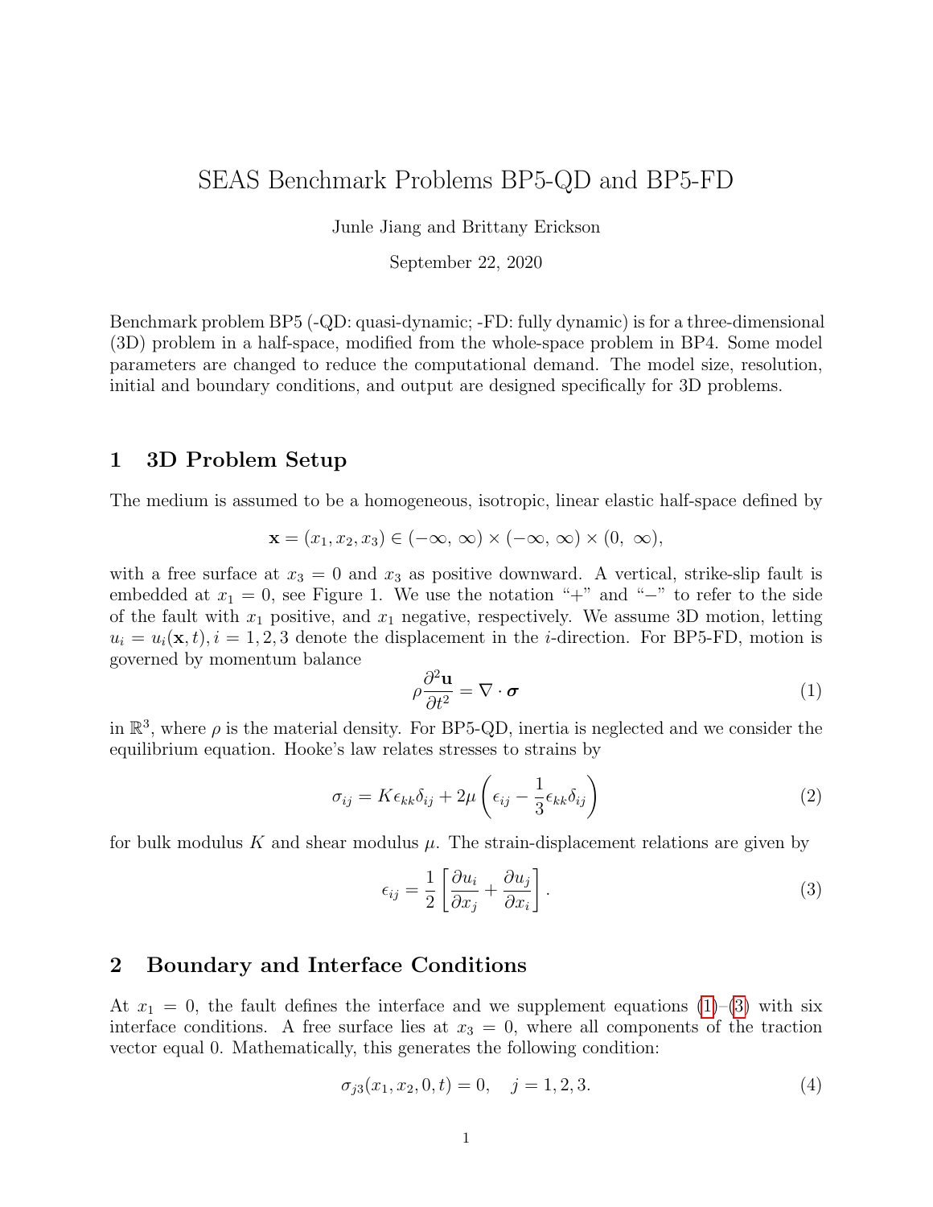# SEAS Benchmark Problems BP5-QD and BP5-FD

Junle Jiang and Brittany Erickson

September 22, 2020

Benchmark problem BP5 (-QD: quasi-dynamic; -FD: fully dynamic) is for a three-dimensional (3D) problem in a half-space, modified from the whole-space problem in BP4. Some model parameters are changed to reduce the computational demand. The model size, resolution, initial and boundary conditions, and output are designed specifically for 3D problems.

## 1 3D Problem Setup

The medium is assumed to be a homogeneous, isotropic, linear elastic half-space defined by

$$\mathbf{x} = (x_1, x_2, x_3) \in (-\infty,\ \infty) \times (-\infty,\ \infty) \times (0,\ \infty),$$

with a free surface at $x_3 = 0$ and $x_3$ as positive downward. A vertical, strike-slip fault is embedded at $x_1 = 0$, see Figure 1. We use the notation "+" and "−" to refer to the side of the fault with $x_1$ positive, and $x_1$ negative, respectively. We assume 3D motion, letting $u_i = u_i(\mathbf{x}, t), i = 1, 2, 3$ denote the displacement in the $i$-direction. For BP5-FD, motion is governed by momentum balance

$$\rho \frac{\partial^2 \mathbf{u}}{\partial t^2} = \nabla \cdot \boldsymbol{\sigma} \tag{1}$$

in $\mathbb{R}^3$, where $\rho$ is the material density. For BP5-QD, inertia is neglected and we consider the equilibrium equation. Hooke's law relates stresses to strains by

$$\sigma_{ij} = K\epsilon_{kk}\delta_{ij} + 2\mu\left(\epsilon_{ij} - \frac{1}{3}\epsilon_{kk}\delta_{ij}\right) \tag{2}$$

for bulk modulus $K$ and shear modulus $\mu$. The strain-displacement relations are given by

$$\epsilon_{ij} = \frac{1}{2}\left[\frac{\partial u_i}{\partial x_j} + \frac{\partial u_j}{\partial x_i}\right]. \tag{3}$$

## 2 Boundary and Interface Conditions

At $x_1 = 0$, the fault defines the interface and we supplement equations (1)–(3) with six interface conditions. A free surface lies at $x_3 = 0$, where all components of the traction vector equal 0. Mathematically, this generates the following condition:

$$\sigma_{j3}(x_1, x_2, 0, t) = 0, \quad j = 1, 2, 3. \tag{4}$$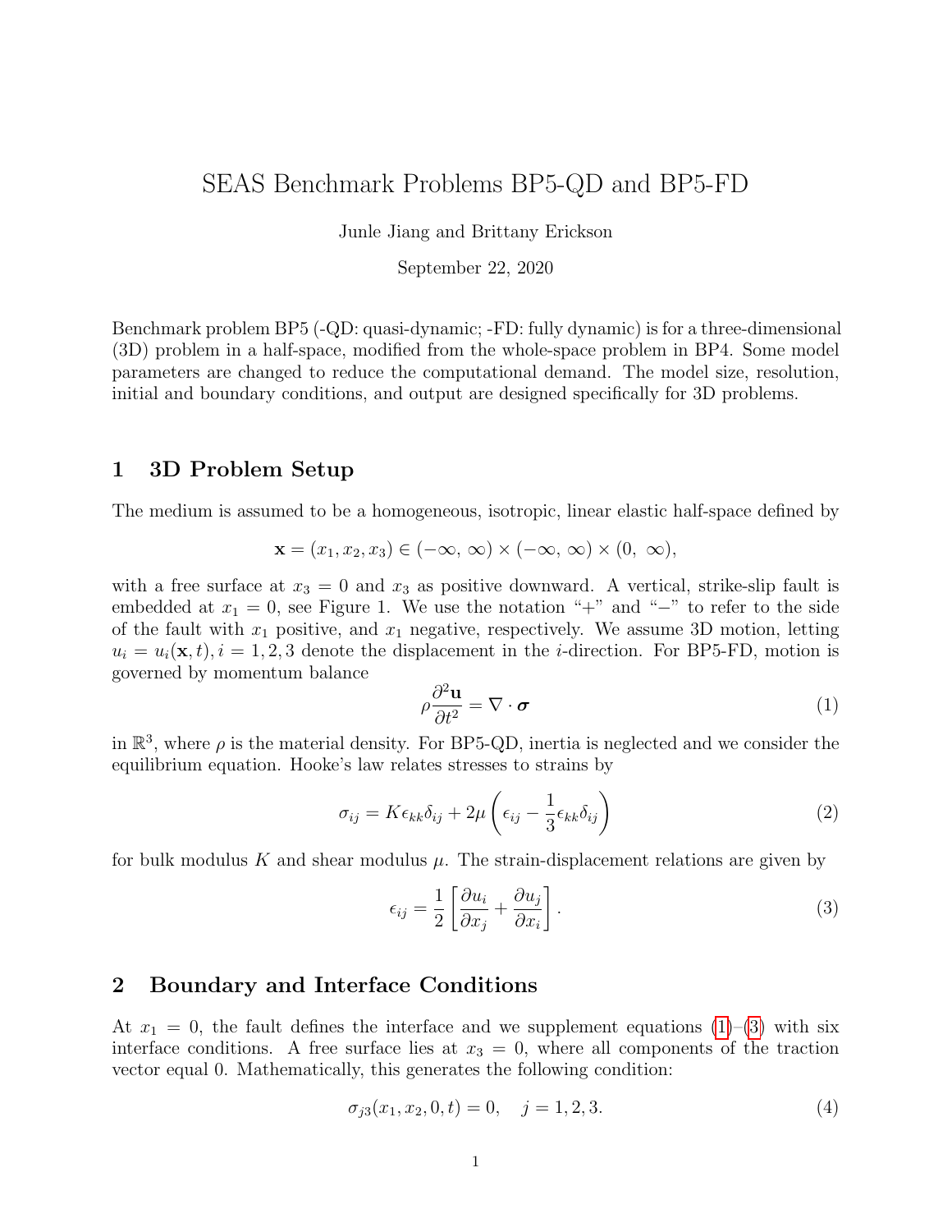#### SEAS Benchmark Problems BP5-QD and BP5-FD

Junle Jiang and Brittany Erickson

September 22, 2020

Benchmark problem BP5 (-QD: quasi-dynamic; -FD: fully dynamic) is for a three-dimensional (3D) problem in a half-space, modified from the whole-space problem in BP4. Some model parameters are changed to reduce the computational demand. The model size, resolution, initial and boundary conditions, and output are designed specifically for 3D problems.

## 1 3D Problem Setup

The medium is assumed to be a homogeneous, isotropic, linear elastic half-space defined by

$$\mathbf{x} = (x_1, x_2, x_3) \in (-\infty,\ \infty) \times (-\infty,\ \infty) \times (0,\ \infty),$$

with a free surface at $x_3 = 0$ and $x_3$ as positive downward. A vertical, strike-slip fault is embedded at $x_1 = 0$, see Figure 1. We use the notation "+" and "−" to refer to the side of the fault with $x_1$ positive, and $x_1$ negative, respectively. We assume 3D motion, letting $u_i = u_i(\mathbf{x}, t), i = 1, 2, 3$ denote the displacement in the $i$-direction. For BP5-FD, motion is governed by momentum balance

$$\rho \frac{\partial^2 \mathbf{u}}{\partial t^2} = \nabla \cdot \boldsymbol{\sigma} \tag{1}$$

in $\mathbb{R}^3$, where $\rho$ is the material density. For BP5-QD, inertia is neglected and we consider the equilibrium equation. Hooke's law relates stresses to strains by

$$\sigma_{ij} = K\epsilon_{kk}\delta_{ij} + 2\mu\left(\epsilon_{ij} - \frac{1}{3}\epsilon_{kk}\delta_{ij}\right) \tag{2}$$

for bulk modulus $K$ and shear modulus $\mu$. The strain-displacement relations are given by

$$\epsilon_{ij} = \frac{1}{2}\left[\frac{\partial u_i}{\partial x_j} + \frac{\partial u_j}{\partial x_i}\right]. \tag{3}$$

## 2 Boundary and Interface Conditions

At $x_1 = 0$, the fault defines the interface and we supplement equations (1)–(3) with six interface conditions. A free surface lies at $x_3 = 0$, where all components of the traction vector equal 0. Mathematically, this generates the following condition:

$$\sigma_{j3}(x_1, x_2, 0, t) = 0, \quad j = 1, 2, 3. \tag{4}$$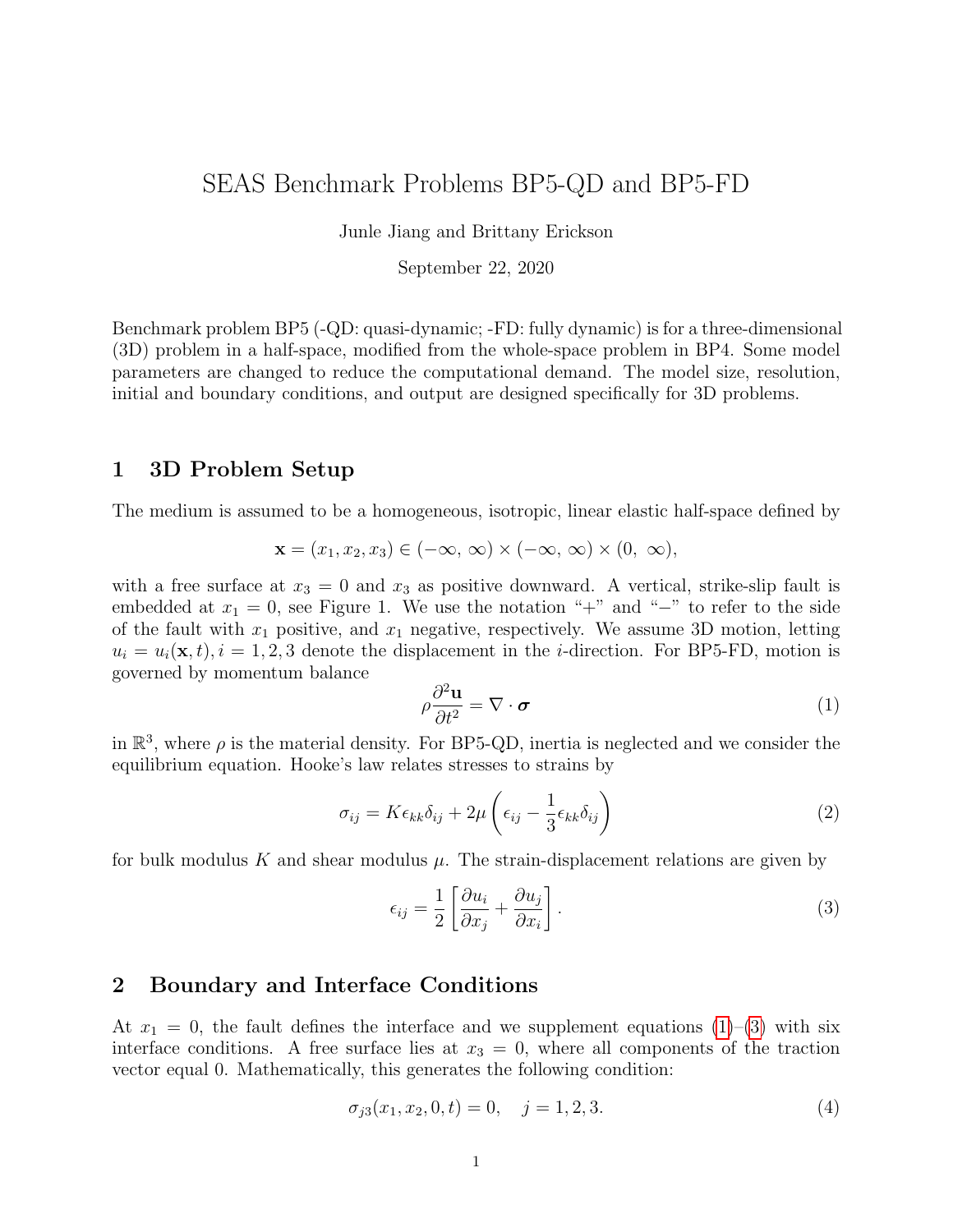# SEAS Benchmark Problems BP5-QD and BP5-FD

Junle Jiang and Brittany Erickson

September 22, 2020

Benchmark problem BP5 (-QD: quasi-dynamic; -FD: fully dynamic) is for a three-dimensional (3D) problem in a half-space, modified from the whole-space problem in BP4. Some model parameters are changed to reduce the computational demand. The model size, resolution, initial and boundary conditions, and output are designed specifically for 3D problems.

## 1 3D Problem Setup

The medium is assumed to be a homogeneous, isotropic, linear elastic half-space defined by

$$\mathbf{x} = (x_1, x_2, x_3) \in (-\infty,\ \infty) \times (-\infty,\ \infty) \times (0,\ \infty),$$

with a free surface at $x_3 = 0$ and $x_3$ as positive downward. A vertical, strike-slip fault is embedded at $x_1 = 0$, see Figure 1. We use the notation "+" and "−" to refer to the side of the fault with $x_1$ positive, and $x_1$ negative, respectively. We assume 3D motion, letting $u_i = u_i(\mathbf{x}, t), i = 1, 2, 3$ denote the displacement in the $i$-direction. For BP5-FD, motion is governed by momentum balance

$$\rho \frac{\partial^2 \mathbf{u}}{\partial t^2} = \nabla \cdot \boldsymbol{\sigma} \tag{1}$$

in $\mathbb{R}^3$, where $\rho$ is the material density. For BP5-QD, inertia is neglected and we consider the equilibrium equation. Hooke's law relates stresses to strains by

$$\sigma_{ij} = K\epsilon_{kk}\delta_{ij} + 2\mu\left(\epsilon_{ij} - \frac{1}{3}\epsilon_{kk}\delta_{ij}\right) \tag{2}$$

for bulk modulus $K$ and shear modulus $\mu$. The strain-displacement relations are given by

$$\epsilon_{ij} = \frac{1}{2}\left[\frac{\partial u_i}{\partial x_j} + \frac{\partial u_j}{\partial x_i}\right]. \tag{3}$$

## 2 Boundary and Interface Conditions

At $x_1 = 0$, the fault defines the interface and we supplement equations (1)–(3) with six interface conditions. A free surface lies at $x_3 = 0$, where all components of the traction vector equal 0. Mathematically, this generates the following condition:

$$\sigma_{j3}(x_1, x_2, 0, t) = 0, \quad j = 1, 2, 3. \tag{4}$$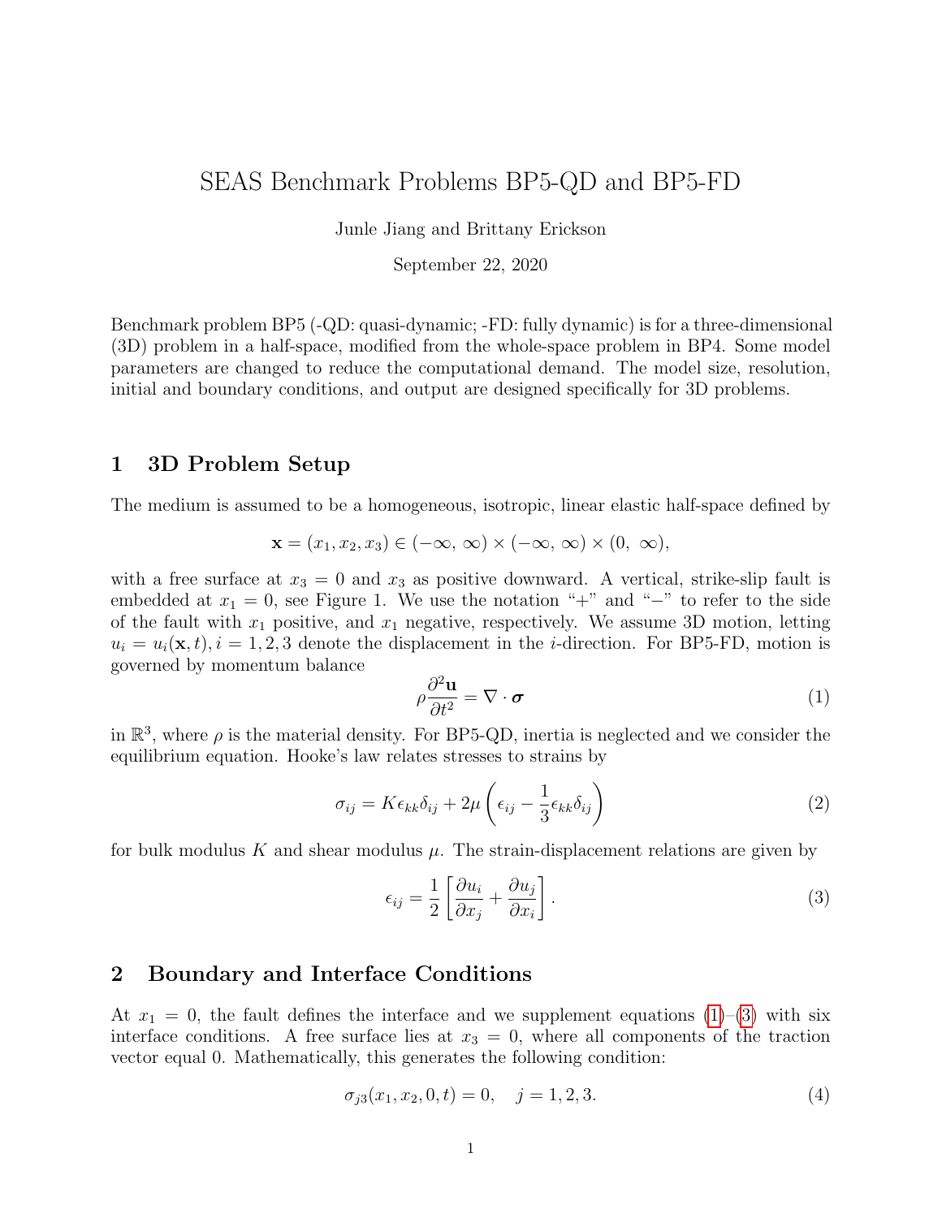// SEAS Benchmark Problems BP5-QD and BP5-FD

Junle Jiang and Brittany Erickson

September 22, 2020

Benchmark problem BP5 (-QD: quasi-dynamic; -FD: fully dynamic) is for a three-dimensional (3D) problem in a half-space, modified from the whole-space problem in BP4. Some model parameters are changed to reduce the computational demand. The model size, resolution, initial and boundary conditions, and output are designed specifically for 3D problems.

## 1 3D Problem Setup

The medium is assumed to be a homogeneous, isotropic, linear elastic half-space defined by

$$\mathbf{x} = (x_1, x_2, x_3) \in (-\infty,\ \infty) \times (-\infty,\ \infty) \times (0,\ \infty),$$

with a free surface at $x_3 = 0$ and $x_3$ as positive downward. A vertical, strike-slip fault is embedded at $x_1 = 0$, see Figure 1. We use the notation "+" and "−" to refer to the side of the fault with $x_1$ positive, and $x_1$ negative, respectively. We assume 3D motion, letting $u_i = u_i(\mathbf{x}, t), i = 1, 2, 3$ denote the displacement in the $i$-direction. For BP5-FD, motion is governed by momentum balance

$$\rho \frac{\partial^2 \mathbf{u}}{\partial t^2} = \nabla \cdot \boldsymbol{\sigma} \tag{1}$$

in $\mathbb{R}^3$, where $\rho$ is the material density. For BP5-QD, inertia is neglected and we consider the equilibrium equation. Hooke's law relates stresses to strains by

$$\sigma_{ij} = K\epsilon_{kk}\delta_{ij} + 2\mu \left( \epsilon_{ij} - \frac{1}{3}\epsilon_{kk}\delta_{ij} \right) \tag{2}$$

for bulk modulus $K$ and shear modulus $\mu$. The strain-displacement relations are given by

$$\epsilon_{ij} = \frac{1}{2} \left[ \frac{\partial u_i}{\partial x_j} + \frac{\partial u_j}{\partial x_i} \right]. \tag{3}$$

## 2 Boundary and Interface Conditions

At $x_1 = 0$, the fault defines the interface and we supplement equations (1)–(3) with six interface conditions. A free surface lies at $x_3 = 0$, where all components of the traction vector equal 0. Mathematically, this generates the following condition:

$$\sigma_{j3}(x_1, x_2, 0, t) = 0, \quad j = 1, 2, 3. \tag{4}$$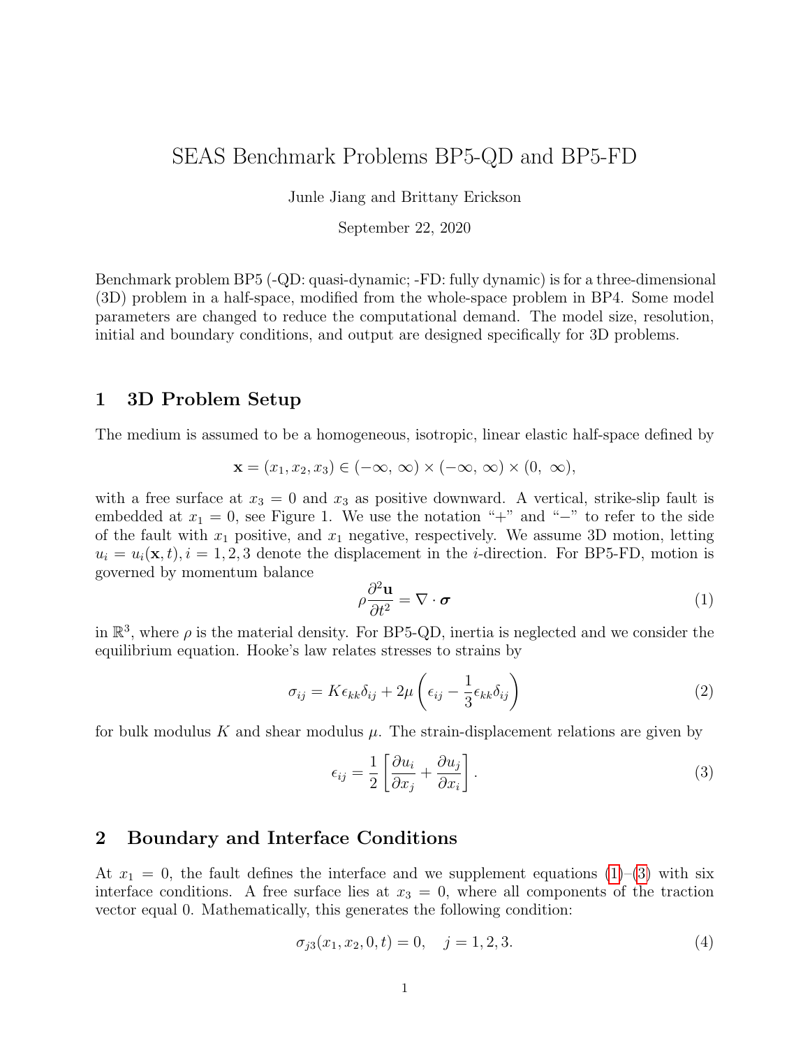# SEAS Benchmark Problems BP5-QD and BP5-FD

Junle Jiang and Brittany Erickson

September 22, 2020

Benchmark problem BP5 (-QD: quasi-dynamic; -FD: fully dynamic) is for a three-dimensional (3D) problem in a half-space, modified from the whole-space problem in BP4. Some model parameters are changed to reduce the computational demand. The model size, resolution, initial and boundary conditions, and output are designed specifically for 3D problems.

## 1 3D Problem Setup

The medium is assumed to be a homogeneous, isotropic, linear elastic half-space defined by

$$\mathbf{x} = (x_1, x_2, x_3) \in (-\infty,\ \infty) \times (-\infty,\ \infty) \times (0,\ \infty),$$

with a free surface at $x_3 = 0$ and $x_3$ as positive downward. A vertical, strike-slip fault is embedded at $x_1 = 0$, see Figure 1. We use the notation "+" and "−" to refer to the side of the fault with $x_1$ positive, and $x_1$ negative, respectively. We assume 3D motion, letting $u_i = u_i(\mathbf{x}, t), i = 1, 2, 3$ denote the displacement in the $i$-direction. For BP5-FD, motion is governed by momentum balance

$$\rho \frac{\partial^2 \mathbf{u}}{\partial t^2} = \nabla \cdot \boldsymbol{\sigma} \tag{1}$$

in $\mathbb{R}^3$, where $\rho$ is the material density. For BP5-QD, inertia is neglected and we consider the equilibrium equation. Hooke's law relates stresses to strains by

$$\sigma_{ij} = K\epsilon_{kk}\delta_{ij} + 2\mu\left(\epsilon_{ij} - \frac{1}{3}\epsilon_{kk}\delta_{ij}\right) \tag{2}$$

for bulk modulus $K$ and shear modulus $\mu$. The strain-displacement relations are given by

$$\epsilon_{ij} = \frac{1}{2}\left[\frac{\partial u_i}{\partial x_j} + \frac{\partial u_j}{\partial x_i}\right]. \tag{3}$$

## 2 Boundary and Interface Conditions

At $x_1 = 0$, the fault defines the interface and we supplement equations (1)–(3) with six interface conditions. A free surface lies at $x_3 = 0$, where all components of the traction vector equal 0. Mathematically, this generates the following condition:

$$\sigma_{j3}(x_1, x_2, 0, t) = 0, \quad j = 1, 2, 3. \tag{4}$$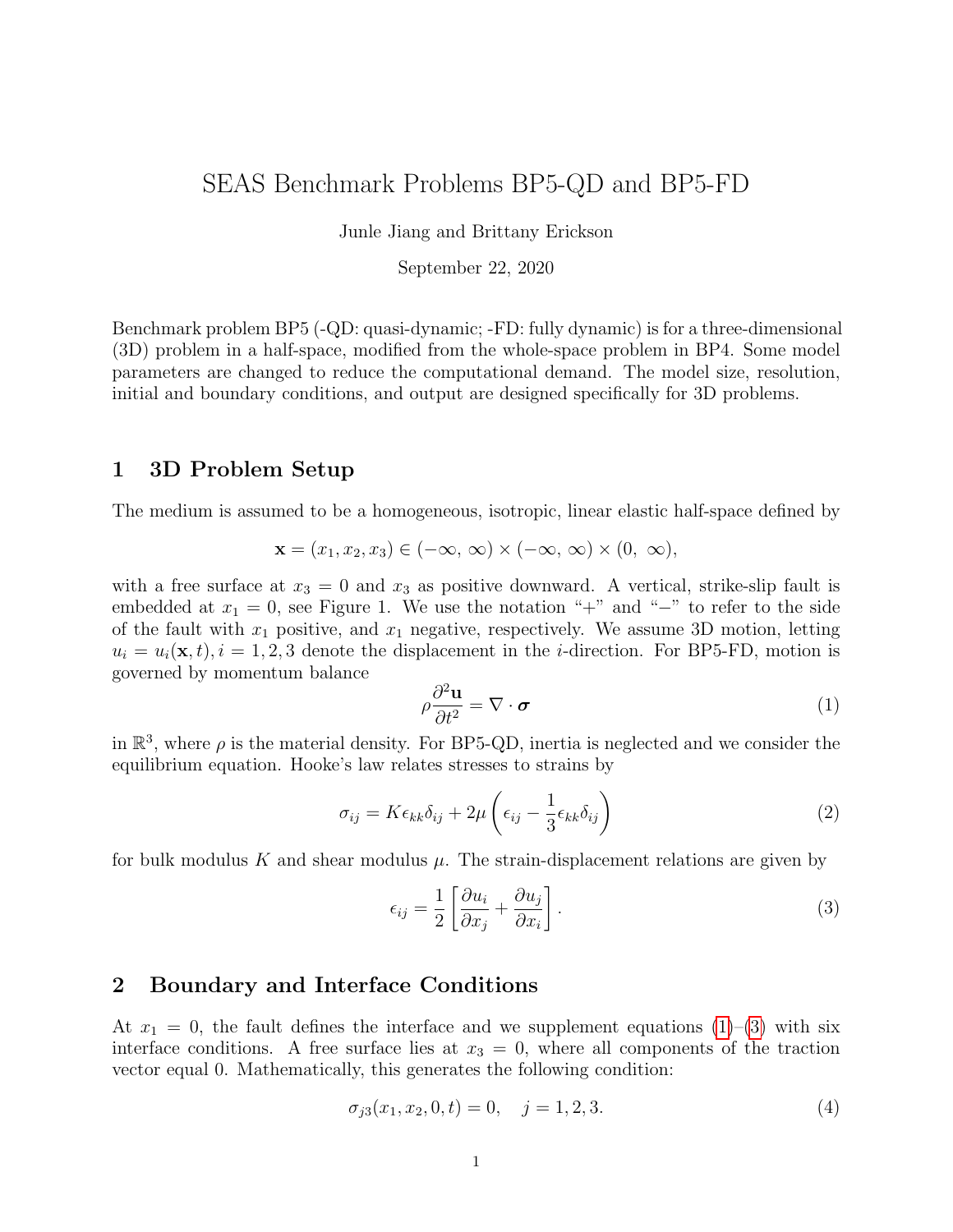# SEAS Benchmark Problems BP5-QD and BP5-FD

Junle Jiang and Brittany Erickson

September 22, 2020

Benchmark problem BP5 (-QD: quasi-dynamic; -FD: fully dynamic) is for a three-dimensional (3D) problem in a half-space, modified from the whole-space problem in BP4. Some model parameters are changed to reduce the computational demand. The model size, resolution, initial and boundary conditions, and output are designed specifically for 3D problems.

## 1 3D Problem Setup

The medium is assumed to be a homogeneous, isotropic, linear elastic half-space defined by

$$\mathbf{x} = (x_1, x_2, x_3) \in (-\infty,\ \infty) \times (-\infty,\ \infty) \times (0,\ \infty),$$

with a free surface at $x_3 = 0$ and $x_3$ as positive downward. A vertical, strike-slip fault is embedded at $x_1 = 0$, see Figure 1. We use the notation "+" and "−" to refer to the side of the fault with $x_1$ positive, and $x_1$ negative, respectively. We assume 3D motion, letting $u_i = u_i(\mathbf{x}, t), i = 1, 2, 3$ denote the displacement in the $i$-direction. For BP5-FD, motion is governed by momentum balance

$$\rho \frac{\partial^2 \mathbf{u}}{\partial t^2} = \nabla \cdot \boldsymbol{\sigma} \tag{1}$$

in $\mathbb{R}^3$, where $\rho$ is the material density. For BP5-QD, inertia is neglected and we consider the equilibrium equation. Hooke's law relates stresses to strains by

$$\sigma_{ij} = K\epsilon_{kk}\delta_{ij} + 2\mu \left( \epsilon_{ij} - \frac{1}{3}\epsilon_{kk}\delta_{ij} \right) \tag{2}$$

for bulk modulus $K$ and shear modulus $\mu$. The strain-displacement relations are given by

$$\epsilon_{ij} = \frac{1}{2}\left[ \frac{\partial u_i}{\partial x_j} + \frac{\partial u_j}{\partial x_i} \right]. \tag{3}$$

## 2 Boundary and Interface Conditions

At $x_1 = 0$, the fault defines the interface and we supplement equations (1)–(3) with six interface conditions. A free surface lies at $x_3 = 0$, where all components of the traction vector equal 0. Mathematically, this generates the following condition:

$$\sigma_{j3}(x_1, x_2, 0, t) = 0, \quad j = 1, 2, 3. \tag{4}$$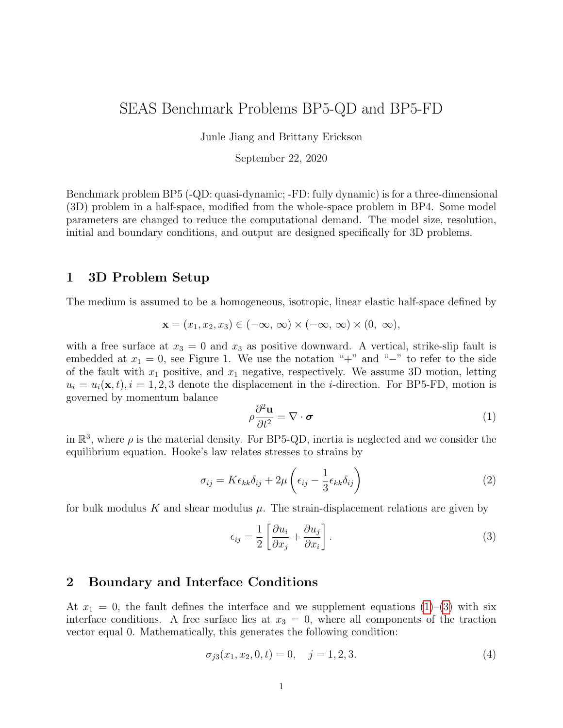# SEAS Benchmark Problems BP5-QD and BP5-FD

Junle Jiang and Brittany Erickson

September 22, 2020

Benchmark problem BP5 (-QD: quasi-dynamic; -FD: fully dynamic) is for a three-dimensional (3D) problem in a half-space, modified from the whole-space problem in BP4. Some model parameters are changed to reduce the computational demand. The model size, resolution, initial and boundary conditions, and output are designed specifically for 3D problems.

## 1 3D Problem Setup

The medium is assumed to be a homogeneous, isotropic, linear elastic half-space defined by

$$\mathbf{x} = (x_1, x_2, x_3) \in (-\infty,\ \infty) \times (-\infty,\ \infty) \times (0,\ \infty),$$

with a free surface at $x_3 = 0$ and $x_3$ as positive downward. A vertical, strike-slip fault is embedded at $x_1 = 0$, see Figure 1. We use the notation "+" and "−" to refer to the side of the fault with $x_1$ positive, and $x_1$ negative, respectively. We assume 3D motion, letting $u_i = u_i(\mathbf{x}, t), i = 1, 2, 3$ denote the displacement in the $i$-direction. For BP5-FD, motion is governed by momentum balance

$$\rho \frac{\partial^2 \mathbf{u}}{\partial t^2} = \nabla \cdot \boldsymbol{\sigma} \tag{1}$$

in $\mathbb{R}^3$, where $\rho$ is the material density. For BP5-QD, inertia is neglected and we consider the equilibrium equation. Hooke's law relates stresses to strains by

$$\sigma_{ij} = K\epsilon_{kk}\delta_{ij} + 2\mu\left(\epsilon_{ij} - \frac{1}{3}\epsilon_{kk}\delta_{ij}\right) \tag{2}$$

for bulk modulus $K$ and shear modulus $\mu$. The strain-displacement relations are given by

$$\epsilon_{ij} = \frac{1}{2}\left[\frac{\partial u_i}{\partial x_j} + \frac{\partial u_j}{\partial x_i}\right]. \tag{3}$$

## 2 Boundary and Interface Conditions

At $x_1 = 0$, the fault defines the interface and we supplement equations (1)–(3) with six interface conditions. A free surface lies at $x_3 = 0$, where all components of the traction vector equal 0. Mathematically, this generates the following condition:

$$\sigma_{j3}(x_1, x_2, 0, t) = 0, \quad j = 1, 2, 3. \tag{4}$$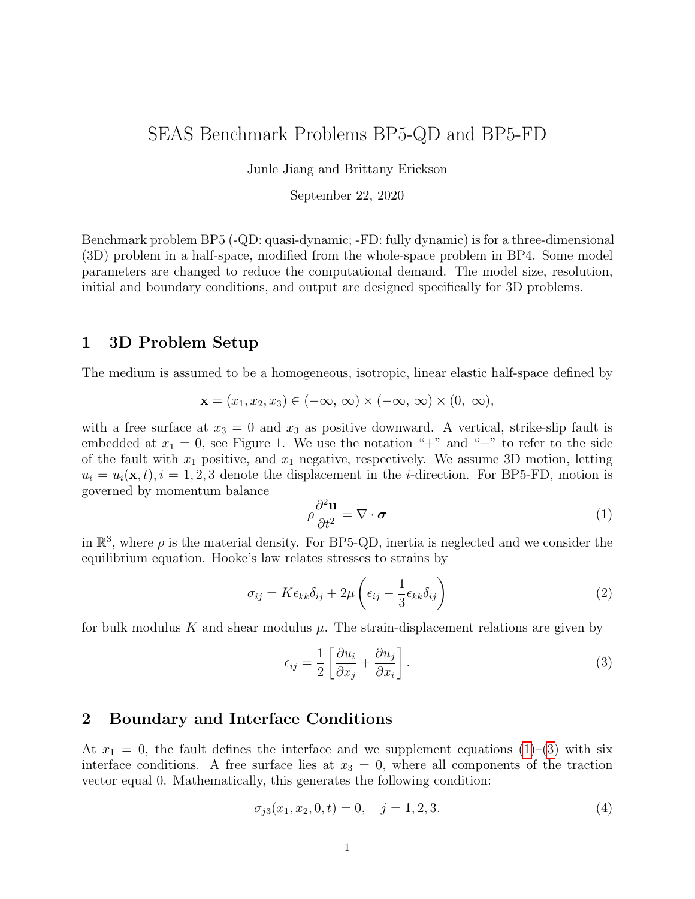# SEAS Benchmark Problems BP5-QD and BP5-FD

Junle Jiang and Brittany Erickson

September 22, 2020

Benchmark problem BP5 (-QD: quasi-dynamic; -FD: fully dynamic) is for a three-dimensional (3D) problem in a half-space, modified from the whole-space problem in BP4. Some model parameters are changed to reduce the computational demand. The model size, resolution, initial and boundary conditions, and output are designed specifically for 3D problems.

## 1 3D Problem Setup

The medium is assumed to be a homogeneous, isotropic, linear elastic half-space defined by

$$\mathbf{x} = (x_1, x_2, x_3) \in (-\infty,\ \infty) \times (-\infty,\ \infty) \times (0,\ \infty),$$

with a free surface at $x_3 = 0$ and $x_3$ as positive downward. A vertical, strike-slip fault is embedded at $x_1 = 0$, see Figure 1. We use the notation "+" and "−" to refer to the side of the fault with $x_1$ positive, and $x_1$ negative, respectively. We assume 3D motion, letting $u_i = u_i(\mathbf{x}, t), i = 1, 2, 3$ denote the displacement in the $i$-direction. For BP5-FD, motion is governed by momentum balance

$$\rho \frac{\partial^2 \mathbf{u}}{\partial t^2} = \nabla \cdot \boldsymbol{\sigma} \tag{1}$$

in $\mathbb{R}^3$, where $\rho$ is the material density. For BP5-QD, inertia is neglected and we consider the equilibrium equation. Hooke's law relates stresses to strains by

$$\sigma_{ij} = K\epsilon_{kk}\delta_{ij} + 2\mu\left(\epsilon_{ij} - \frac{1}{3}\epsilon_{kk}\delta_{ij}\right) \tag{2}$$

for bulk modulus $K$ and shear modulus $\mu$. The strain-displacement relations are given by

$$\epsilon_{ij} = \frac{1}{2}\left[\frac{\partial u_i}{\partial x_j} + \frac{\partial u_j}{\partial x_i}\right]. \tag{3}$$

## 2 Boundary and Interface Conditions

At $x_1 = 0$, the fault defines the interface and we supplement equations (1)–(3) with six interface conditions. A free surface lies at $x_3 = 0$, where all components of the traction vector equal 0. Mathematically, this generates the following condition:

$$\sigma_{j3}(x_1, x_2, 0, t) = 0, \quad j = 1, 2, 3. \tag{4}$$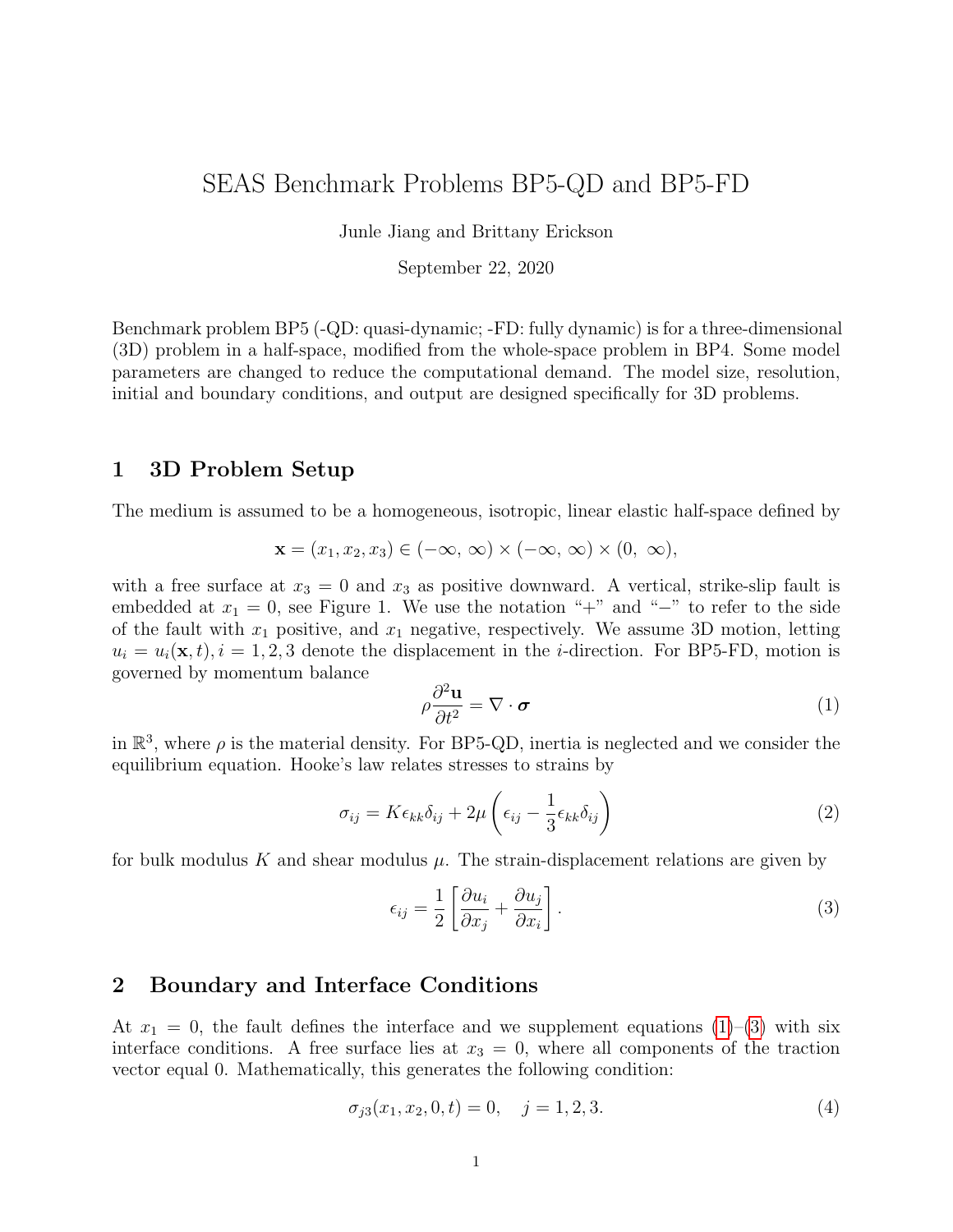# SEAS Benchmark Problems BP5-QD and BP5-FD

Junle Jiang and Brittany Erickson

September 22, 2020

Benchmark problem BP5 (-QD: quasi-dynamic; -FD: fully dynamic) is for a three-dimensional (3D) problem in a half-space, modified from the whole-space problem in BP4. Some model parameters are changed to reduce the computational demand. The model size, resolution, initial and boundary conditions, and output are designed specifically for 3D problems.

## 1 3D Problem Setup

The medium is assumed to be a homogeneous, isotropic, linear elastic half-space defined by

$$\mathbf{x} = (x_1, x_2, x_3) \in (-\infty,\ \infty) \times (-\infty,\ \infty) \times (0,\ \infty),$$

with a free surface at $x_3 = 0$ and $x_3$ as positive downward. A vertical, strike-slip fault is embedded at $x_1 = 0$, see Figure 1. We use the notation "+" and "−" to refer to the side of the fault with $x_1$ positive, and $x_1$ negative, respectively. We assume 3D motion, letting $u_i = u_i(\mathbf{x}, t), i = 1, 2, 3$ denote the displacement in the $i$-direction. For BP5-FD, motion is governed by momentum balance

$$\rho \frac{\partial^2 \mathbf{u}}{\partial t^2} = \nabla \cdot \boldsymbol{\sigma} \tag{1}$$

in $\mathbb{R}^3$, where $\rho$ is the material density. For BP5-QD, inertia is neglected and we consider the equilibrium equation. Hooke's law relates stresses to strains by

$$\sigma_{ij} = K\epsilon_{kk}\delta_{ij} + 2\mu\left(\epsilon_{ij} - \frac{1}{3}\epsilon_{kk}\delta_{ij}\right) \tag{2}$$

for bulk modulus $K$ and shear modulus $\mu$. The strain-displacement relations are given by

$$\epsilon_{ij} = \frac{1}{2}\left[\frac{\partial u_i}{\partial x_j} + \frac{\partial u_j}{\partial x_i}\right]. \tag{3}$$

## 2 Boundary and Interface Conditions

At $x_1 = 0$, the fault defines the interface and we supplement equations (1)–(3) with six interface conditions. A free surface lies at $x_3 = 0$, where all components of the traction vector equal 0. Mathematically, this generates the following condition:

$$\sigma_{j3}(x_1, x_2, 0, t) = 0, \quad j = 1, 2, 3. \tag{4}$$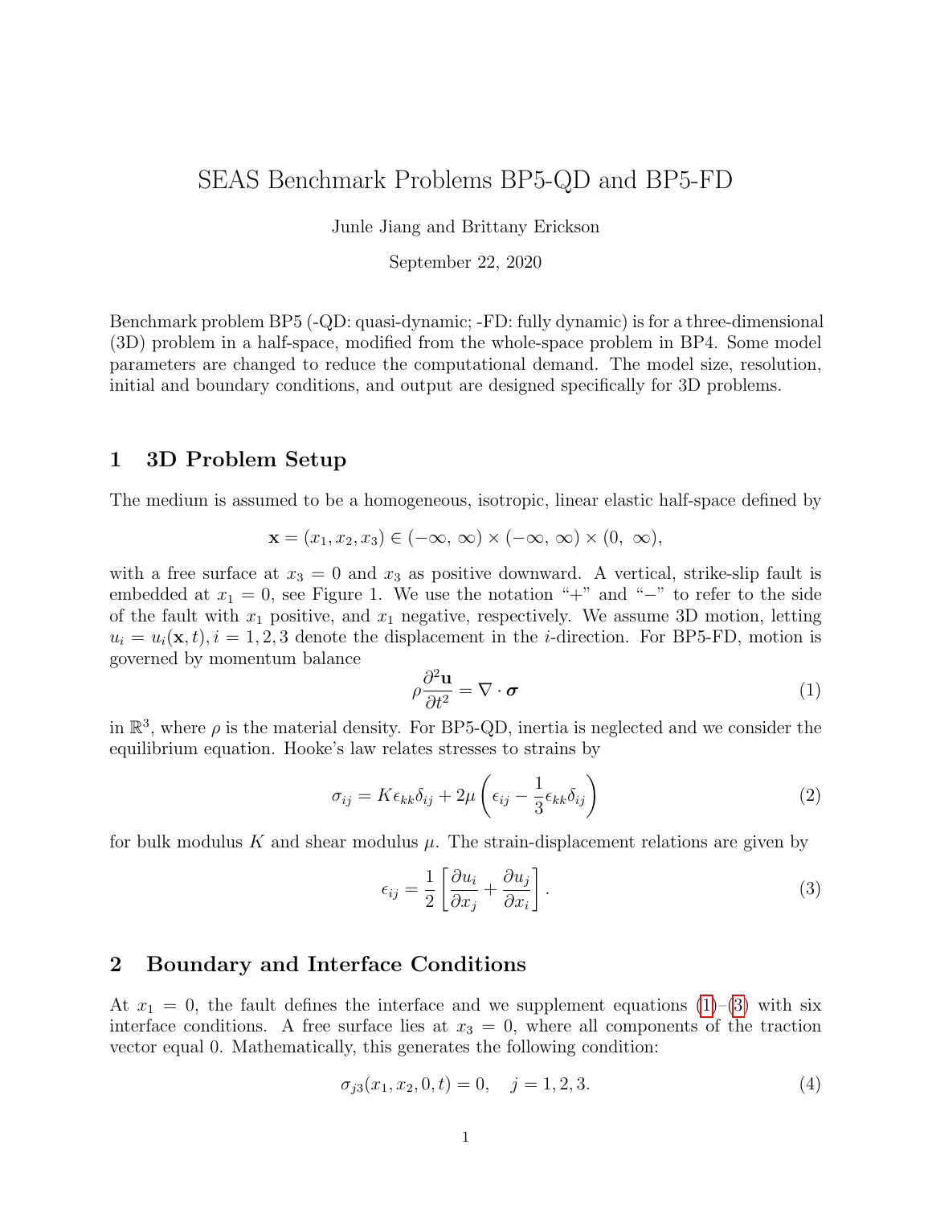# SEAS Benchmark Problems BP5-QD and BP5-FD

Junle Jiang and Brittany Erickson

September 22, 2020

Benchmark problem BP5 (-QD: quasi-dynamic; -FD: fully dynamic) is for a three-dimensional (3D) problem in a half-space, modified from the whole-space problem in BP4. Some model parameters are changed to reduce the computational demand. The model size, resolution, initial and boundary conditions, and output are designed specifically for 3D problems.

## 1 3D Problem Setup

The medium is assumed to be a homogeneous, isotropic, linear elastic half-space defined by

$$\mathbf{x} = (x_1, x_2, x_3) \in (-\infty, \infty) \times (-\infty, \infty) \times (0, \infty),$$

with a free surface at $x_3 = 0$ and $x_3$ as positive downward. A vertical, strike-slip fault is embedded at $x_1 = 0$, see Figure 1. We use the notation "+" and "−" to refer to the side of the fault with $x_1$ positive, and $x_1$ negative, respectively. We assume 3D motion, letting $u_i = u_i(\mathbf{x}, t), i = 1, 2, 3$ denote the displacement in the $i$-direction. For BP5-FD, motion is governed by momentum balance

$$\rho \frac{\partial^2 \mathbf{u}}{\partial t^2} = \nabla \cdot \boldsymbol{\sigma} \tag{1}$$

in $\mathbb{R}^3$, where $\rho$ is the material density. For BP5-QD, inertia is neglected and we consider the equilibrium equation. Hooke's law relates stresses to strains by

$$\sigma_{ij} = K\epsilon_{kk}\delta_{ij} + 2\mu\left(\epsilon_{ij} - \frac{1}{3}\epsilon_{kk}\delta_{ij}\right) \tag{2}$$

for bulk modulus $K$ and shear modulus $\mu$. The strain-displacement relations are given by

$$\epsilon_{ij} = \frac{1}{2}\left[\frac{\partial u_i}{\partial x_j} + \frac{\partial u_j}{\partial x_i}\right]. \tag{3}$$

## 2 Boundary and Interface Conditions

At $x_1 = 0$, the fault defines the interface and we supplement equations (1)–(3) with six interface conditions. A free surface lies at $x_3 = 0$, where all components of the traction vector equal 0. Mathematically, this generates the following condition:

$$\sigma_{j3}(x_1, x_2, 0, t) = 0, \quad j = 1, 2, 3. \tag{4}$$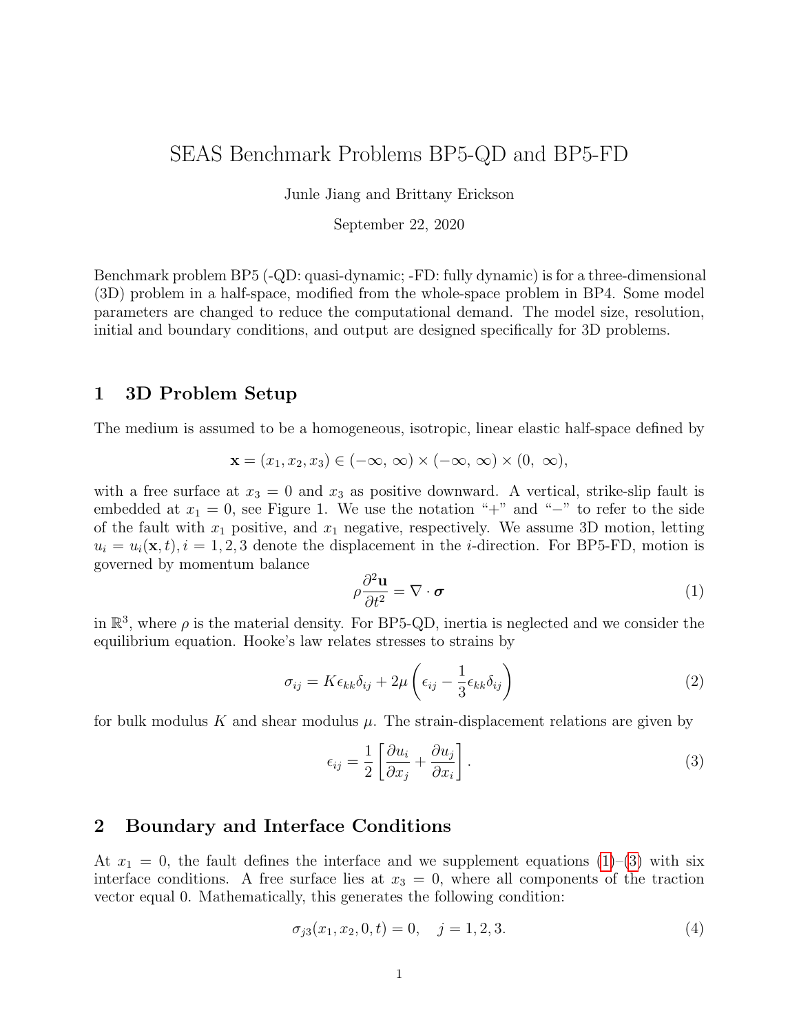# SEAS Benchmark Problems BP5-QD and BP5-FD

Junle Jiang and Brittany Erickson

September 22, 2020

Benchmark problem BP5 (-QD: quasi-dynamic; -FD: fully dynamic) is for a three-dimensional (3D) problem in a half-space, modified from the whole-space problem in BP4. Some model parameters are changed to reduce the computational demand. The model size, resolution, initial and boundary conditions, and output are designed specifically for 3D problems.

## 1 3D Problem Setup

The medium is assumed to be a homogeneous, isotropic, linear elastic half-space defined by

$$\mathbf{x} = (x_1, x_2, x_3) \in (-\infty,\ \infty) \times (-\infty,\ \infty) \times (0,\ \infty),$$

with a free surface at $x_3 = 0$ and $x_3$ as positive downward. A vertical, strike-slip fault is embedded at $x_1 = 0$, see Figure 1. We use the notation "+" and "−" to refer to the side of the fault with $x_1$ positive, and $x_1$ negative, respectively. We assume 3D motion, letting $u_i = u_i(\mathbf{x}, t), i = 1, 2, 3$ denote the displacement in the $i$-direction. For BP5-FD, motion is governed by momentum balance

$$\rho \frac{\partial^2 \mathbf{u}}{\partial t^2} = \nabla \cdot \boldsymbol{\sigma} \tag{1}$$

in $\mathbb{R}^3$, where $\rho$ is the material density. For BP5-QD, inertia is neglected and we consider the equilibrium equation. Hooke's law relates stresses to strains by

$$\sigma_{ij} = K\epsilon_{kk}\delta_{ij} + 2\mu\left(\epsilon_{ij} - \frac{1}{3}\epsilon_{kk}\delta_{ij}\right) \tag{2}$$

for bulk modulus $K$ and shear modulus $\mu$. The strain-displacement relations are given by

$$\epsilon_{ij} = \frac{1}{2}\left[\frac{\partial u_i}{\partial x_j} + \frac{\partial u_j}{\partial x_i}\right]. \tag{3}$$

## 2 Boundary and Interface Conditions

At $x_1 = 0$, the fault defines the interface and we supplement equations (1)–(3) with six interface conditions. A free surface lies at $x_3 = 0$, where all components of the traction vector equal 0. Mathematically, this generates the following condition:

$$\sigma_{j3}(x_1, x_2, 0, t) = 0, \quad j = 1, 2, 3. \tag{4}$$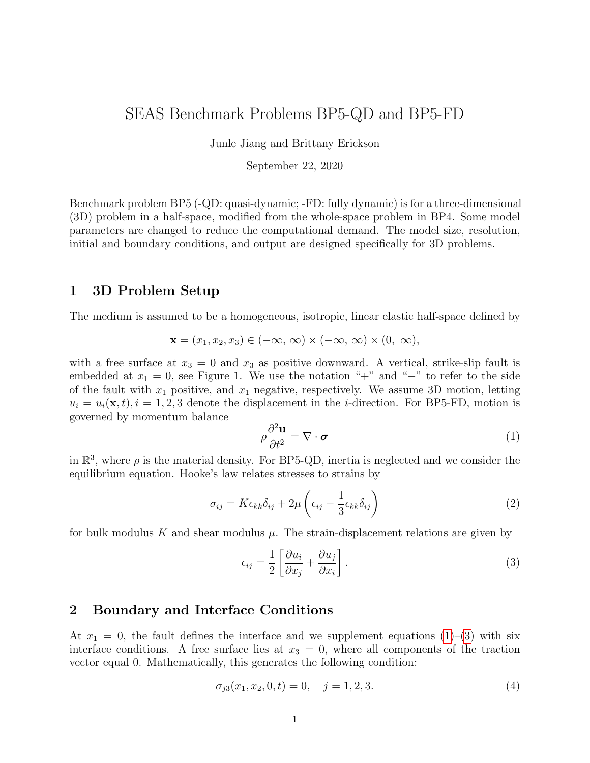# SEAS Benchmark Problems BP5-QD and BP5-FD

Junle Jiang and Brittany Erickson

September 22, 2020

Benchmark problem BP5 (-QD: quasi-dynamic; -FD: fully dynamic) is for a three-dimensional (3D) problem in a half-space, modified from the whole-space problem in BP4. Some model parameters are changed to reduce the computational demand. The model size, resolution, initial and boundary conditions, and output are designed specifically for 3D problems.

## 1 3D Problem Setup

The medium is assumed to be a homogeneous, isotropic, linear elastic half-space defined by

$$\mathbf{x} = (x_1, x_2, x_3) \in (-\infty,\ \infty) \times (-\infty,\ \infty) \times (0,\ \infty),$$

with a free surface at $x_3 = 0$ and $x_3$ as positive downward. A vertical, strike-slip fault is embedded at $x_1 = 0$, see Figure 1. We use the notation "+" and "−" to refer to the side of the fault with $x_1$ positive, and $x_1$ negative, respectively. We assume 3D motion, letting $u_i = u_i(\mathbf{x}, t), i = 1, 2, 3$ denote the displacement in the $i$-direction. For BP5-FD, motion is governed by momentum balance

$$\rho \frac{\partial^2 \mathbf{u}}{\partial t^2} = \nabla \cdot \boldsymbol{\sigma} \tag{1}$$

in $\mathbb{R}^3$, where $\rho$ is the material density. For BP5-QD, inertia is neglected and we consider the equilibrium equation. Hooke's law relates stresses to strains by

$$\sigma_{ij} = K\epsilon_{kk}\delta_{ij} + 2\mu\left(\epsilon_{ij} - \frac{1}{3}\epsilon_{kk}\delta_{ij}\right) \tag{2}$$

for bulk modulus $K$ and shear modulus $\mu$. The strain-displacement relations are given by

$$\epsilon_{ij} = \frac{1}{2}\left[\frac{\partial u_i}{\partial x_j} + \frac{\partial u_j}{\partial x_i}\right]. \tag{3}$$

## 2 Boundary and Interface Conditions

At $x_1 = 0$, the fault defines the interface and we supplement equations (1)–(3) with six interface conditions. A free surface lies at $x_3 = 0$, where all components of the traction vector equal 0. Mathematically, this generates the following condition:

$$\sigma_{j3}(x_1, x_2, 0, t) = 0, \quad j = 1, 2, 3. \tag{4}$$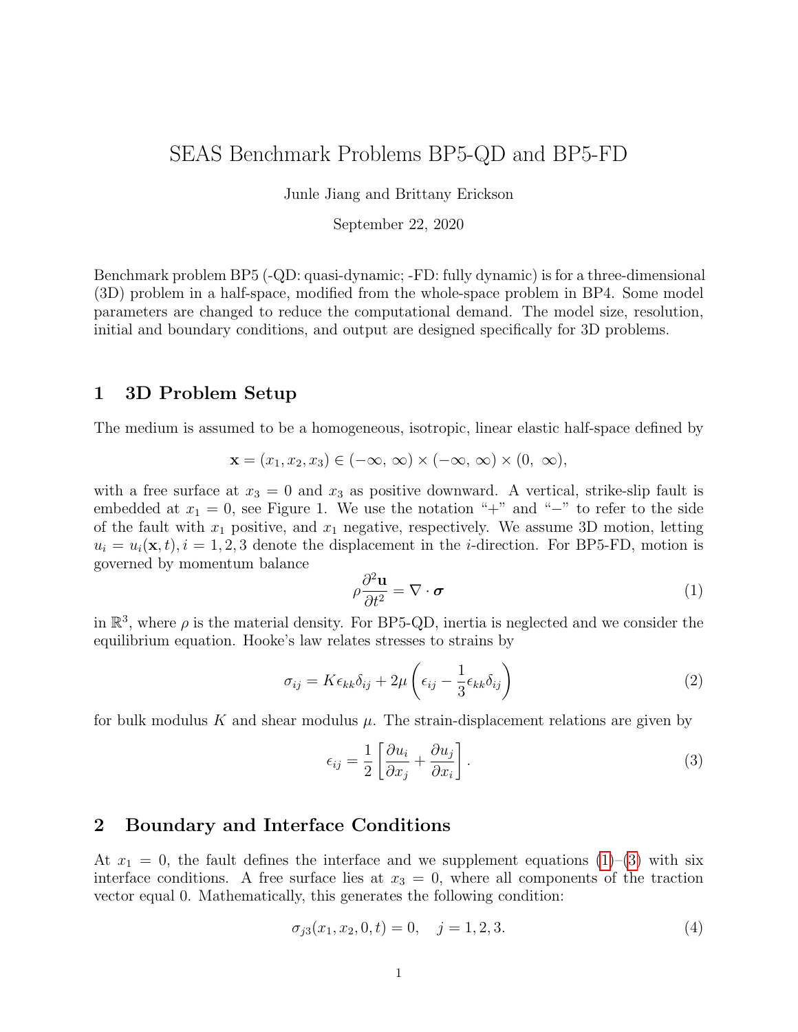# SEAS Benchmark Problems BP5-QD and BP5-FD

Junle Jiang and Brittany Erickson

September 22, 2020

Benchmark problem BP5 (-QD: quasi-dynamic; -FD: fully dynamic) is for a three-dimensional (3D) problem in a half-space, modified from the whole-space problem in BP4. Some model parameters are changed to reduce the computational demand. The model size, resolution, initial and boundary conditions, and output are designed specifically for 3D problems.

## 1 3D Problem Setup

The medium is assumed to be a homogeneous, isotropic, linear elastic half-space defined by

$$\mathbf{x} = (x_1, x_2, x_3) \in (-\infty,\ \infty) \times (-\infty,\ \infty) \times (0,\ \infty),$$

with a free surface at $x_3 = 0$ and $x_3$ as positive downward. A vertical, strike-slip fault is embedded at $x_1 = 0$, see Figure 1. We use the notation "+" and "−" to refer to the side of the fault with $x_1$ positive, and $x_1$ negative, respectively. We assume 3D motion, letting $u_i = u_i(\mathbf{x}, t), i = 1, 2, 3$ denote the displacement in the $i$-direction. For BP5-FD, motion is governed by momentum balance

$$\rho \frac{\partial^2 \mathbf{u}}{\partial t^2} = \nabla \cdot \boldsymbol{\sigma} \tag{1}$$

in $\mathbb{R}^3$, where $\rho$ is the material density. For BP5-QD, inertia is neglected and we consider the equilibrium equation. Hooke's law relates stresses to strains by

$$\sigma_{ij} = K\epsilon_{kk}\delta_{ij} + 2\mu\left(\epsilon_{ij} - \frac{1}{3}\epsilon_{kk}\delta_{ij}\right) \tag{2}$$

for bulk modulus $K$ and shear modulus $\mu$. The strain-displacement relations are given by

$$\epsilon_{ij} = \frac{1}{2}\left[\frac{\partial u_i}{\partial x_j} + \frac{\partial u_j}{\partial x_i}\right]. \tag{3}$$

## 2 Boundary and Interface Conditions

At $x_1 = 0$, the fault defines the interface and we supplement equations (1)–(3) with six interface conditions. A free surface lies at $x_3 = 0$, where all components of the traction vector equal 0. Mathematically, this generates the following condition:

$$\sigma_{j3}(x_1, x_2, 0, t) = 0, \quad j = 1, 2, 3. \tag{4}$$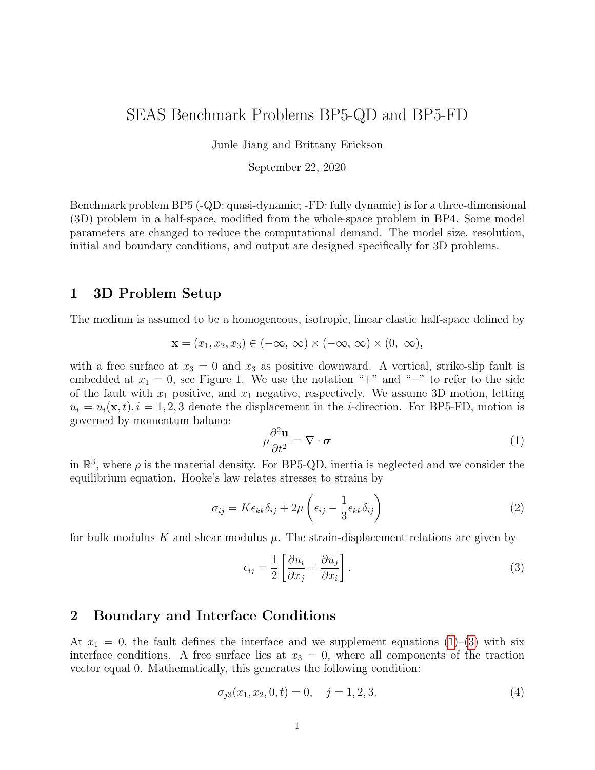# SEAS Benchmark Problems BP5-QD and BP5-FD

Junle Jiang and Brittany Erickson

September 22, 2020

Benchmark problem BP5 (-QD: quasi-dynamic; -FD: fully dynamic) is for a three-dimensional (3D) problem in a half-space, modified from the whole-space problem in BP4. Some model parameters are changed to reduce the computational demand. The model size, resolution, initial and boundary conditions, and output are designed specifically for 3D problems.

## 1 3D Problem Setup

The medium is assumed to be a homogeneous, isotropic, linear elastic half-space defined by

$$\mathbf{x} = (x_1, x_2, x_3) \in (-\infty,\ \infty) \times (-\infty,\ \infty) \times (0,\ \infty),$$

with a free surface at $x_3 = 0$ and $x_3$ as positive downward. A vertical, strike-slip fault is embedded at $x_1 = 0$, see Figure 1. We use the notation "+" and "−" to refer to the side of the fault with $x_1$ positive, and $x_1$ negative, respectively. We assume 3D motion, letting $u_i = u_i(\mathbf{x}, t), i = 1, 2, 3$ denote the displacement in the $i$-direction. For BP5-FD, motion is governed by momentum balance

$$\rho \frac{\partial^2 \mathbf{u}}{\partial t^2} = \nabla \cdot \boldsymbol{\sigma} \tag{1}$$

in $\mathbb{R}^3$, where $\rho$ is the material density. For BP5-QD, inertia is neglected and we consider the equilibrium equation. Hooke's law relates stresses to strains by

$$\sigma_{ij} = K\epsilon_{kk}\delta_{ij} + 2\mu\left(\epsilon_{ij} - \frac{1}{3}\epsilon_{kk}\delta_{ij}\right) \tag{2}$$

for bulk modulus $K$ and shear modulus $\mu$. The strain-displacement relations are given by

$$\epsilon_{ij} = \frac{1}{2}\left[\frac{\partial u_i}{\partial x_j} + \frac{\partial u_j}{\partial x_i}\right]. \tag{3}$$

## 2 Boundary and Interface Conditions

At $x_1 = 0$, the fault defines the interface and we supplement equations (1)–(3) with six interface conditions. A free surface lies at $x_3 = 0$, where all components of the traction vector equal 0. Mathematically, this generates the following condition:

$$\sigma_{j3}(x_1, x_2, 0, t) = 0, \quad j = 1, 2, 3. \tag{4}$$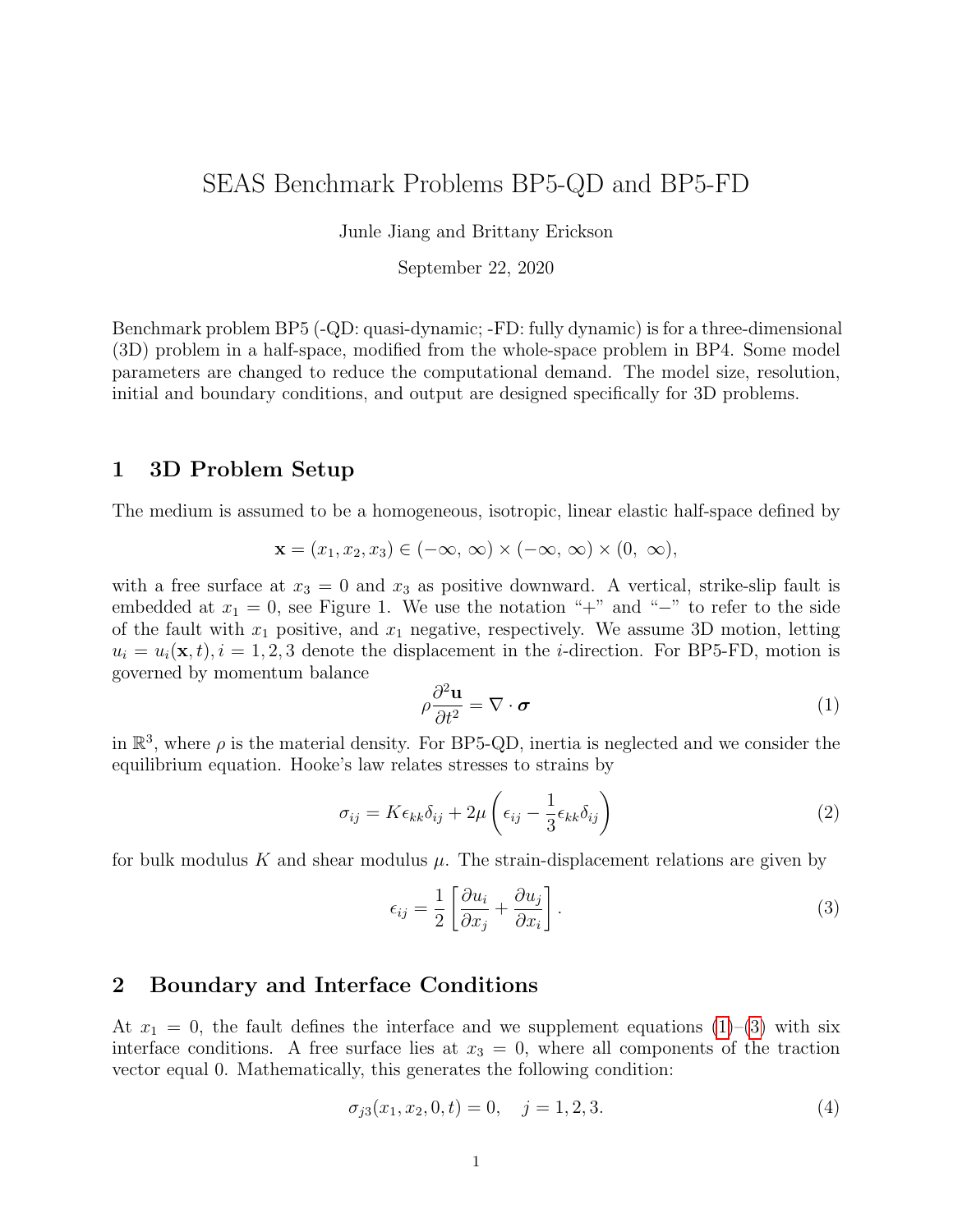# SEAS Benchmark Problems BP5-QD and BP5-FD

Junle Jiang and Brittany Erickson

September 22, 2020

Benchmark problem BP5 (-QD: quasi-dynamic; -FD: fully dynamic) is for a three-dimensional (3D) problem in a half-space, modified from the whole-space problem in BP4. Some model parameters are changed to reduce the computational demand. The model size, resolution, initial and boundary conditions, and output are designed specifically for 3D problems.

## 1 3D Problem Setup

The medium is assumed to be a homogeneous, isotropic, linear elastic half-space defined by

$$\mathbf{x} = (x_1, x_2, x_3) \in (-\infty,\ \infty) \times (-\infty,\ \infty) \times (0,\ \infty),$$

with a free surface at $x_3 = 0$ and $x_3$ as positive downward. A vertical, strike-slip fault is embedded at $x_1 = 0$, see Figure 1. We use the notation "+" and "−" to refer to the side of the fault with $x_1$ positive, and $x_1$ negative, respectively. We assume 3D motion, letting $u_i = u_i(\mathbf{x}, t), i = 1, 2, 3$ denote the displacement in the $i$-direction. For BP5-FD, motion is governed by momentum balance

$$\rho \frac{\partial^2 \mathbf{u}}{\partial t^2} = \nabla \cdot \boldsymbol{\sigma} \tag{1}$$

in $\mathbb{R}^3$, where $\rho$ is the material density. For BP5-QD, inertia is neglected and we consider the equilibrium equation. Hooke's law relates stresses to strains by

$$\sigma_{ij} = K\epsilon_{kk}\delta_{ij} + 2\mu\left(\epsilon_{ij} - \frac{1}{3}\epsilon_{kk}\delta_{ij}\right) \tag{2}$$

for bulk modulus $K$ and shear modulus $\mu$. The strain-displacement relations are given by

$$\epsilon_{ij} = \frac{1}{2}\left[\frac{\partial u_i}{\partial x_j} + \frac{\partial u_j}{\partial x_i}\right]. \tag{3}$$

## 2 Boundary and Interface Conditions

At $x_1 = 0$, the fault defines the interface and we supplement equations (1)–(3) with six interface conditions. A free surface lies at $x_3 = 0$, where all components of the traction vector equal 0. Mathematically, this generates the following condition:

$$\sigma_{j3}(x_1, x_2, 0, t) = 0, \quad j = 1, 2, 3. \tag{4}$$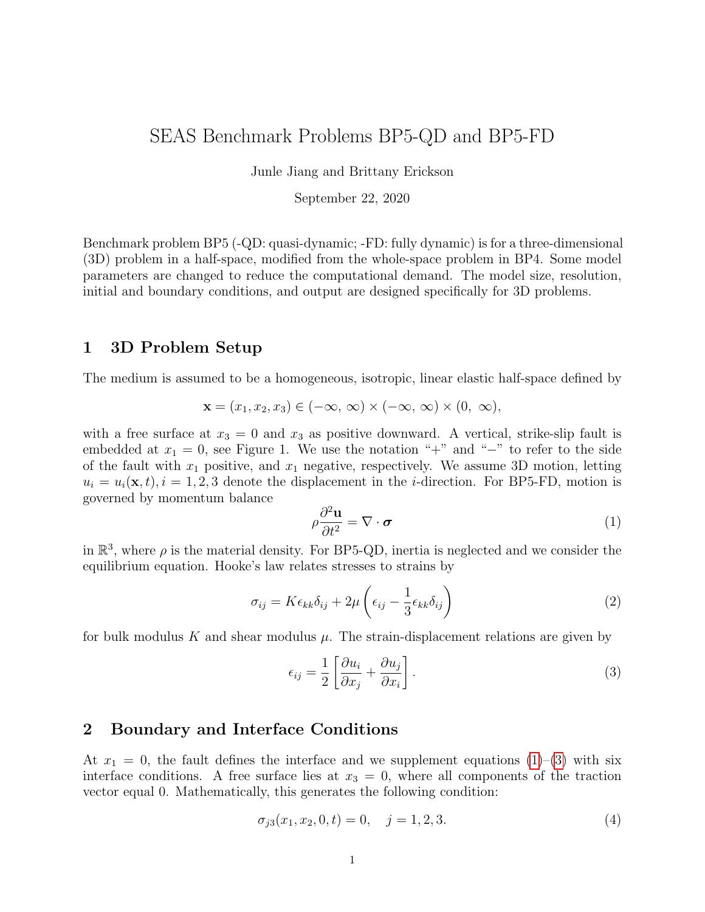# SEAS Benchmark Problems BP5-QD and BP5-FD

Junle Jiang and Brittany Erickson

September 22, 2020

Benchmark problem BP5 (-QD: quasi-dynamic; -FD: fully dynamic) is for a three-dimensional (3D) problem in a half-space, modified from the whole-space problem in BP4. Some model parameters are changed to reduce the computational demand. The model size, resolution, initial and boundary conditions, and output are designed specifically for 3D problems.

## 1 3D Problem Setup

The medium is assumed to be a homogeneous, isotropic, linear elastic half-space defined by

$$\mathbf{x} = (x_1, x_2, x_3) \in (-\infty,\ \infty) \times (-\infty,\ \infty) \times (0,\ \infty),$$

with a free surface at $x_3 = 0$ and $x_3$ as positive downward. A vertical, strike-slip fault is embedded at $x_1 = 0$, see Figure 1. We use the notation "+" and "−" to refer to the side of the fault with $x_1$ positive, and $x_1$ negative, respectively. We assume 3D motion, letting $u_i = u_i(\mathbf{x}, t), i = 1, 2, 3$ denote the displacement in the $i$-direction. For BP5-FD, motion is governed by momentum balance

$$\rho \frac{\partial^2 \mathbf{u}}{\partial t^2} = \nabla \cdot \boldsymbol{\sigma} \tag{1}$$

in $\mathbb{R}^3$, where $\rho$ is the material density. For BP5-QD, inertia is neglected and we consider the equilibrium equation. Hooke's law relates stresses to strains by

$$\sigma_{ij} = K\epsilon_{kk}\delta_{ij} + 2\mu\left(\epsilon_{ij} - \frac{1}{3}\epsilon_{kk}\delta_{ij}\right) \tag{2}$$

for bulk modulus $K$ and shear modulus $\mu$. The strain-displacement relations are given by

$$\epsilon_{ij} = \frac{1}{2}\left[\frac{\partial u_i}{\partial x_j} + \frac{\partial u_j}{\partial x_i}\right]. \tag{3}$$

## 2 Boundary and Interface Conditions

At $x_1 = 0$, the fault defines the interface and we supplement equations (1)–(3) with six interface conditions. A free surface lies at $x_3 = 0$, where all components of the traction vector equal 0. Mathematically, this generates the following condition:

$$\sigma_{j3}(x_1, x_2, 0, t) = 0, \quad j = 1, 2, 3. \tag{4}$$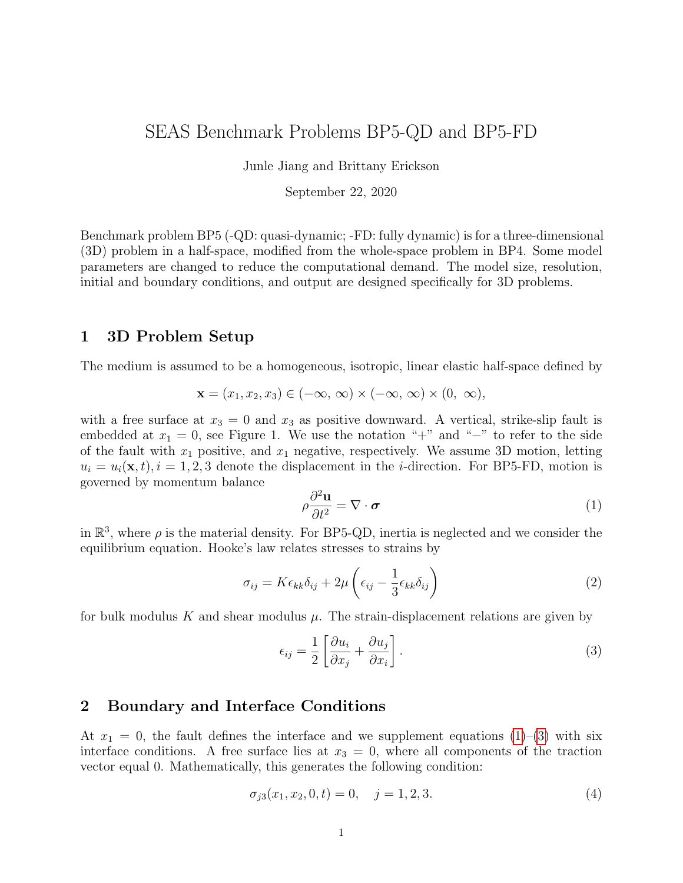# SEAS Benchmark Problems BP5-QD and BP5-FD

Junle Jiang and Brittany Erickson

September 22, 2020

Benchmark problem BP5 (-QD: quasi-dynamic; -FD: fully dynamic) is for a three-dimensional (3D) problem in a half-space, modified from the whole-space problem in BP4. Some model parameters are changed to reduce the computational demand. The model size, resolution, initial and boundary conditions, and output are designed specifically for 3D problems.

## 1 3D Problem Setup

The medium is assumed to be a homogeneous, isotropic, linear elastic half-space defined by

$$\mathbf{x} = (x_1, x_2, x_3) \in (-\infty,\ \infty) \times (-\infty,\ \infty) \times (0,\ \infty),$$

with a free surface at $x_3 = 0$ and $x_3$ as positive downward. A vertical, strike-slip fault is embedded at $x_1 = 0$, see Figure 1. We use the notation "+" and "−" to refer to the side of the fault with $x_1$ positive, and $x_1$ negative, respectively. We assume 3D motion, letting $u_i = u_i(\mathbf{x}, t), i = 1, 2, 3$ denote the displacement in the $i$-direction. For BP5-FD, motion is governed by momentum balance

$$\rho \frac{\partial^2 \mathbf{u}}{\partial t^2} = \nabla \cdot \boldsymbol{\sigma} \tag{1}$$

in $\mathbb{R}^3$, where $\rho$ is the material density. For BP5-QD, inertia is neglected and we consider the equilibrium equation. Hooke's law relates stresses to strains by

$$\sigma_{ij} = K\epsilon_{kk}\delta_{ij} + 2\mu\left(\epsilon_{ij} - \frac{1}{3}\epsilon_{kk}\delta_{ij}\right) \tag{2}$$

for bulk modulus $K$ and shear modulus $\mu$. The strain-displacement relations are given by

$$\epsilon_{ij} = \frac{1}{2}\left[\frac{\partial u_i}{\partial x_j} + \frac{\partial u_j}{\partial x_i}\right]. \tag{3}$$

## 2 Boundary and Interface Conditions

At $x_1 = 0$, the fault defines the interface and we supplement equations (1)–(3) with six interface conditions. A free surface lies at $x_3 = 0$, where all components of the traction vector equal 0. Mathematically, this generates the following condition:

$$\sigma_{j3}(x_1, x_2, 0, t) = 0, \quad j = 1, 2, 3. \tag{4}$$